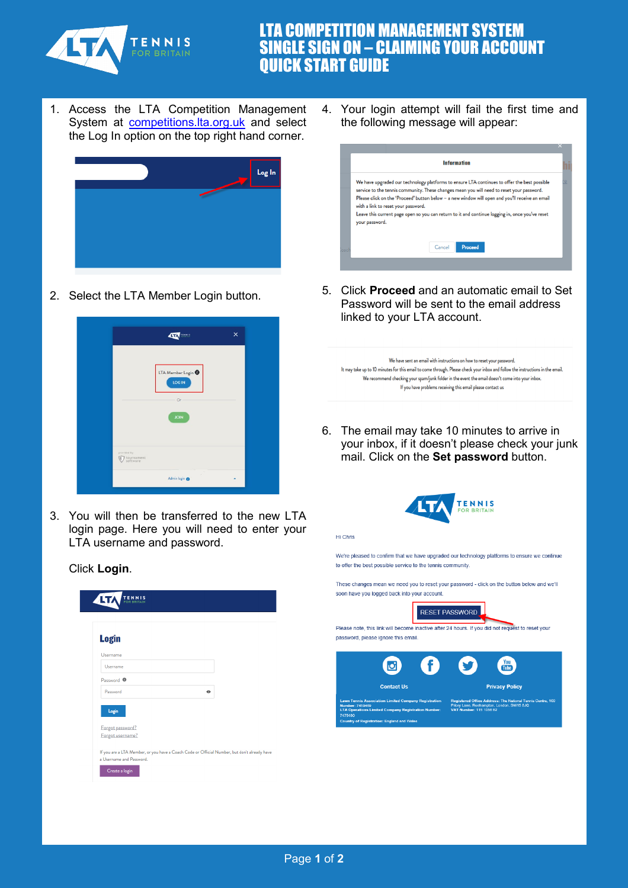# LTA COMPETITION MANAGEMENT SYSTEM SINGLE SIGN ON – CLAIMING YOUR ACCOUNT QUICK START GUIDE

1. Access the LTA Competition Management System at competitions.lta.org.uk and select the Log In option on the top right hand corner.

2. Select the LTA Member Login button.

3. You will then be transferred to the new LTA login page. Here you will need to enter your LTA username and password.

   Click **Login**.

4. Your login attempt will fail the first time and the following message will appear:

5. Click **Proceed** and an automatic email to Set Password will be sent to the email address linked to your LTA account.

6. The email may take 10 minutes to arrive in your inbox, if it doesn't please check your junk mail. Click on the **Set password** button.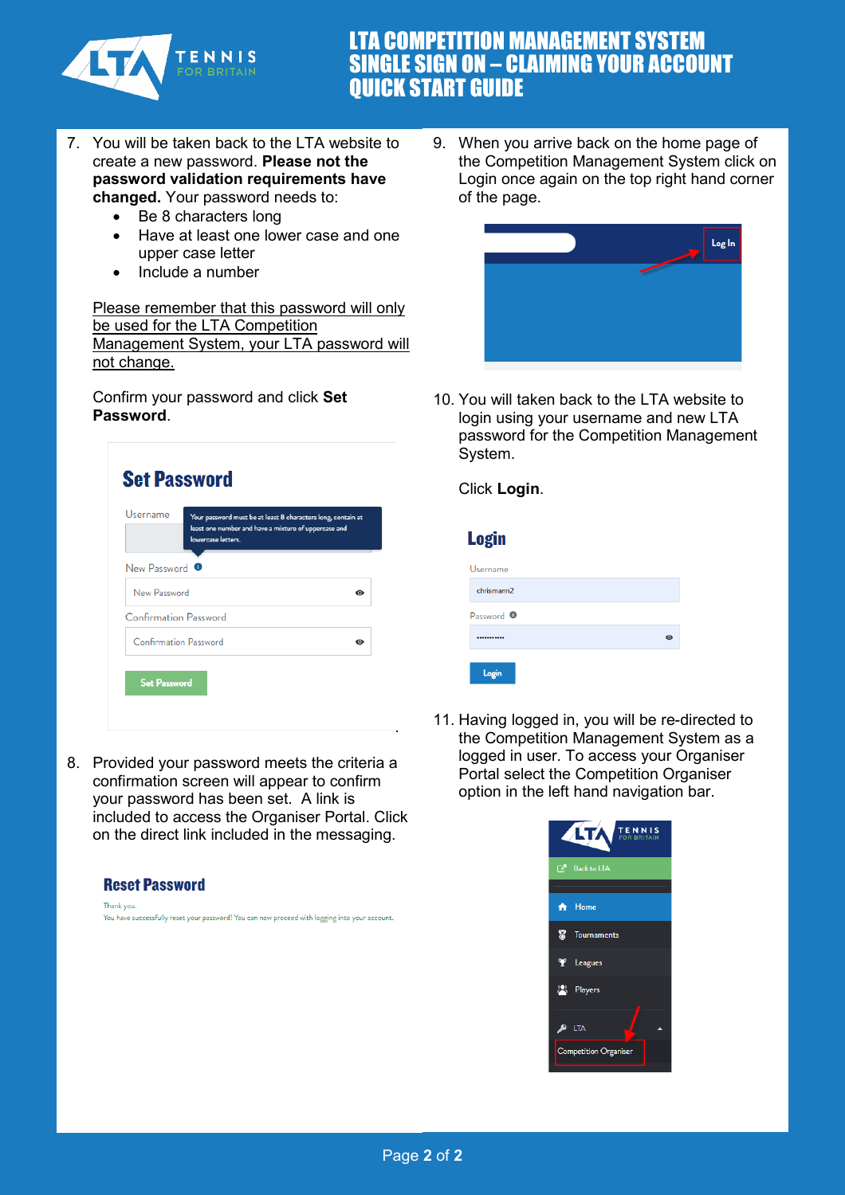# LTA COMPETITION MANAGEMENT SYSTEM
# SINGLE SIGN ON – CLAIMING YOUR ACCOUNT
# QUICK START GUIDE

7. You will be taken back to the LTA website to create a new password. **Please not the password validation requirements have changed.** Your password needs to:
   - Be 8 characters long
   - Have at least one lower case and one upper case letter
   - Include a number

   Please remember that this password will only be used for the LTA Competition Management System, your LTA password will not change.

   Confirm your password and click **Set Password**.

   **Set Password**

   Username

   Your password must be at least 8 characters long, contain at least one number and have a mixture of uppercase and lowercase letters.

   New Password

   Confirmation Password

   Set Password

8. Provided your password meets the criteria a confirmation screen will appear to confirm your password has been set. A link is included to access the Organiser Portal. Click on the direct link included in the messaging.

   **Reset Password**

   Thank you.
   You have successfully reset your password! You can now proceed with logging into your account.

9. When you arrive back on the home page of the Competition Management System click on Login once again on the top right hand corner of the page.

   Log In

10. You will taken back to the LTA website to login using your username and new LTA password for the Competition Management System.

    Click **Login**.

    **Login**

    Username: chrismann2

    Password

    Login

11. Having logged in, you will be re-directed to the Competition Management System as a logged in user. To access your Organiser Portal select the Competition Organiser option in the left hand navigation bar.

    Back to LTA
    Home
    Tournaments
    Leagues
    Players
    LTA
    Competition Organiser